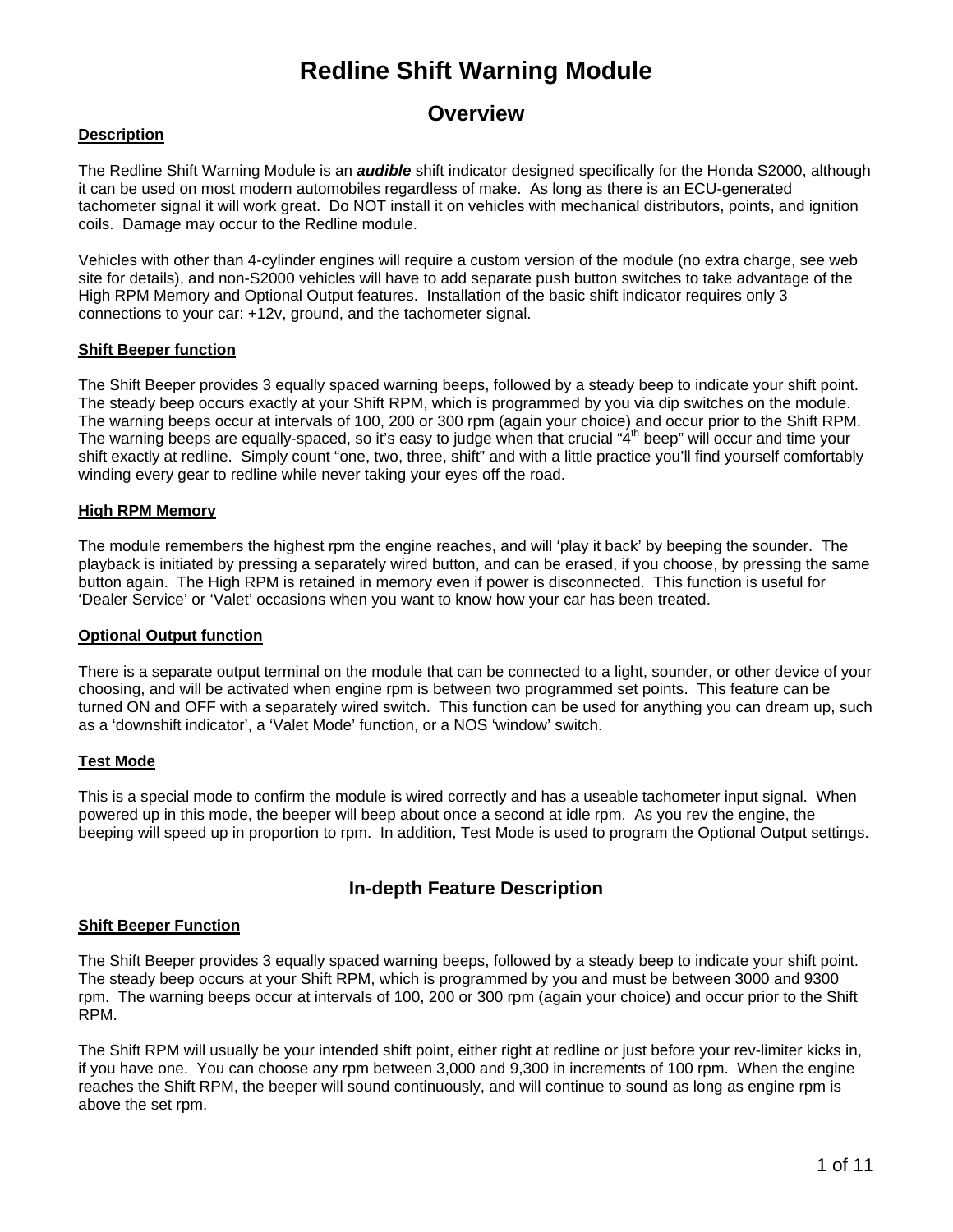# Redline Shift Warning Module

## Overview

**Description**

The Redline Shift Warning Module is an ***audible*** shift indicator designed specifically for the Honda S2000, although it can be used on most modern automobiles regardless of make. As long as there is an ECU-generated tachometer signal it will work great. Do NOT install it on vehicles with mechanical distributors, points, and ignition coils. Damage may occur to the Redline module.

Vehicles with other than 4-cylinder engines will require a custom version of the module (no extra charge, see web site for details), and non-S2000 vehicles will have to add separate push button switches to take advantage of the High RPM Memory and Optional Output features. Installation of the basic shift indicator requires only 3 connections to your car: +12v, ground, and the tachometer signal.

**Shift Beeper function**

The Shift Beeper provides 3 equally spaced warning beeps, followed by a steady beep to indicate your shift point. The steady beep occurs exactly at your Shift RPM, which is programmed by you via dip switches on the module. The warning beeps occur at intervals of 100, 200 or 300 rpm (again your choice) and occur prior to the Shift RPM. The warning beeps are equally-spaced, so it's easy to judge when that crucial "4th beep" will occur and time your shift exactly at redline. Simply count "one, two, three, shift" and with a little practice you'll find yourself comfortably winding every gear to redline while never taking your eyes off the road.

**High RPM Memory**

The module remembers the highest rpm the engine reaches, and will 'play it back' by beeping the sounder. The playback is initiated by pressing a separately wired button, and can be erased, if you choose, by pressing the same button again. The High RPM is retained in memory even if power is disconnected. This function is useful for 'Dealer Service' or 'Valet' occasions when you want to know how your car has been treated.

**Optional Output function**

There is a separate output terminal on the module that can be connected to a light, sounder, or other device of your choosing, and will be activated when engine rpm is between two programmed set points. This feature can be turned ON and OFF with a separately wired switch. This function can be used for anything you can dream up, such as a 'downshift indicator', a 'Valet Mode' function, or a NOS 'window' switch.

**Test Mode**

This is a special mode to confirm the module is wired correctly and has a useable tachometer input signal. When powered up in this mode, the beeper will beep about once a second at idle rpm. As you rev the engine, the beeping will speed up in proportion to rpm. In addition, Test Mode is used to program the Optional Output settings.

## In-depth Feature Description

**Shift Beeper Function**

The Shift Beeper provides 3 equally spaced warning beeps, followed by a steady beep to indicate your shift point. The steady beep occurs at your Shift RPM, which is programmed by you and must be between 3000 and 9300 rpm. The warning beeps occur at intervals of 100, 200 or 300 rpm (again your choice) and occur prior to the Shift RPM.

The Shift RPM will usually be your intended shift point, either right at redline or just before your rev-limiter kicks in, if you have one. You can choose any rpm between 3,000 and 9,300 in increments of 100 rpm. When the engine reaches the Shift RPM, the beeper will sound continuously, and will continue to sound as long as engine rpm is above the set rpm.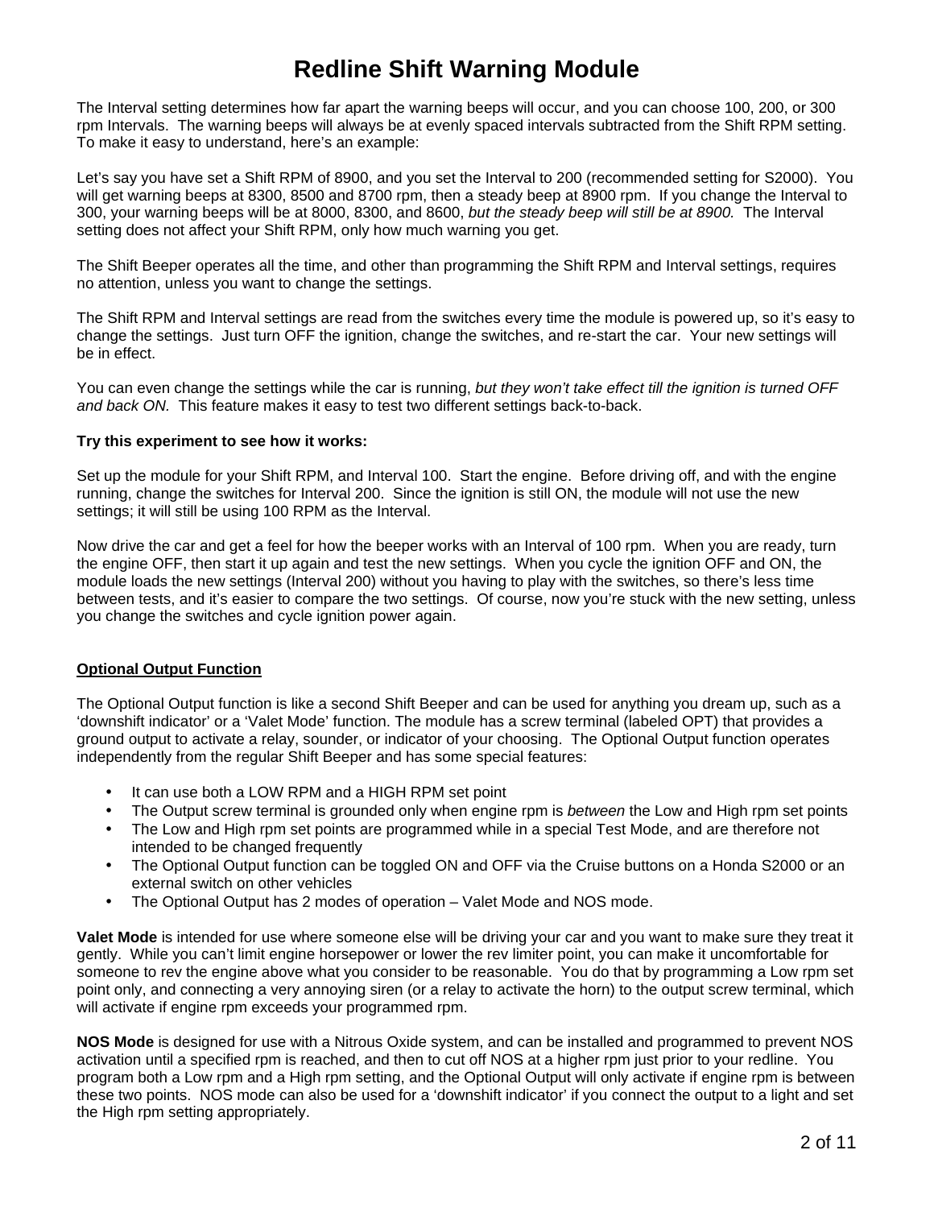# Redline Shift Warning Module

The Interval setting determines how far apart the warning beeps will occur, and you can choose 100, 200, or 300 rpm Intervals. The warning beeps will always be at evenly spaced intervals subtracted from the Shift RPM setting. To make it easy to understand, here's an example:

Let's say you have set a Shift RPM of 8900, and you set the Interval to 200 (recommended setting for S2000). You will get warning beeps at 8300, 8500 and 8700 rpm, then a steady beep at 8900 rpm. If you change the Interval to 300, your warning beeps will be at 8000, 8300, and 8600, *but the steady beep will still be at 8900.* The Interval setting does not affect your Shift RPM, only how much warning you get.

The Shift Beeper operates all the time, and other than programming the Shift RPM and Interval settings, requires no attention, unless you want to change the settings.

The Shift RPM and Interval settings are read from the switches every time the module is powered up, so it's easy to change the settings. Just turn OFF the ignition, change the switches, and re-start the car. Your new settings will be in effect.

You can even change the settings while the car is running, *but they won't take effect till the ignition is turned OFF and back ON.* This feature makes it easy to test two different settings back-to-back.

**Try this experiment to see how it works:**

Set up the module for your Shift RPM, and Interval 100. Start the engine. Before driving off, and with the engine running, change the switches for Interval 200. Since the ignition is still ON, the module will not use the new settings; it will still be using 100 RPM as the Interval.

Now drive the car and get a feel for how the beeper works with an Interval of 100 rpm. When you are ready, turn the engine OFF, then start it up again and test the new settings. When you cycle the ignition OFF and ON, the module loads the new settings (Interval 200) without you having to play with the switches, so there's less time between tests, and it's easier to compare the two settings. Of course, now you're stuck with the new setting, unless you change the switches and cycle ignition power again.

## Optional Output Function

The Optional Output function is like a second Shift Beeper and can be used for anything you dream up, such as a 'downshift indicator' or a 'Valet Mode' function. The module has a screw terminal (labeled OPT) that provides a ground output to activate a relay, sounder, or indicator of your choosing. The Optional Output function operates independently from the regular Shift Beeper and has some special features:

- It can use both a LOW RPM and a HIGH RPM set point
- The Output screw terminal is grounded only when engine rpm is *between* the Low and High rpm set points
- The Low and High rpm set points are programmed while in a special Test Mode, and are therefore not intended to be changed frequently
- The Optional Output function can be toggled ON and OFF via the Cruise buttons on a Honda S2000 or an external switch on other vehicles
- The Optional Output has 2 modes of operation – Valet Mode and NOS mode.

**Valet Mode** is intended for use where someone else will be driving your car and you want to make sure they treat it gently. While you can't limit engine horsepower or lower the rev limiter point, you can make it uncomfortable for someone to rev the engine above what you consider to be reasonable. You do that by programming a Low rpm set point only, and connecting a very annoying siren (or a relay to activate the horn) to the output screw terminal, which will activate if engine rpm exceeds your programmed rpm.

**NOS Mode** is designed for use with a Nitrous Oxide system, and can be installed and programmed to prevent NOS activation until a specified rpm is reached, and then to cut off NOS at a higher rpm just prior to your redline. You program both a Low rpm and a High rpm setting, and the Optional Output will only activate if engine rpm is between these two points. NOS mode can also be used for a 'downshift indicator' if you connect the output to a light and set the High rpm setting appropriately.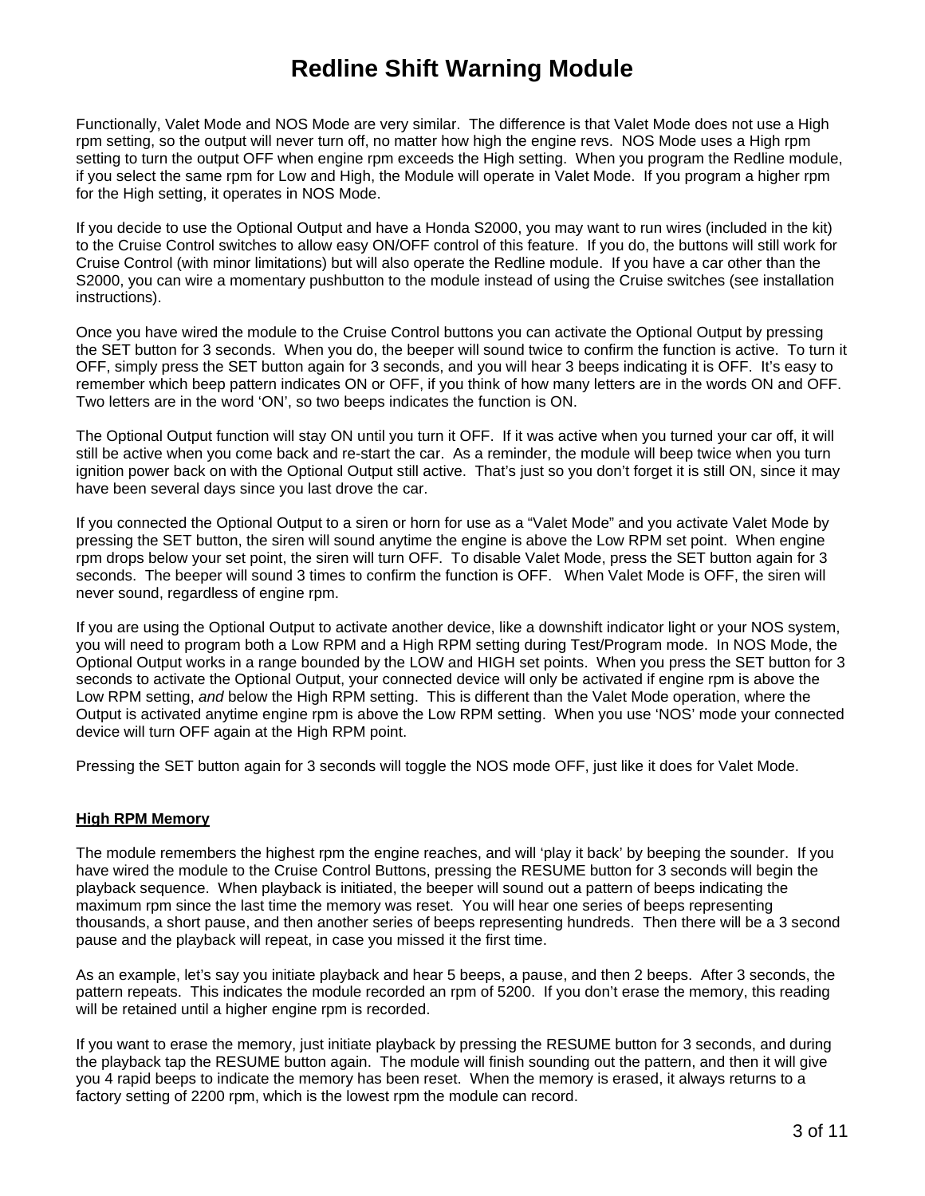# Redline Shift Warning Module

Functionally, Valet Mode and NOS Mode are very similar. The difference is that Valet Mode does not use a High rpm setting, so the output will never turn off, no matter how high the engine revs. NOS Mode uses a High rpm setting to turn the output OFF when engine rpm exceeds the High setting. When you program the Redline module, if you select the same rpm for Low and High, the Module will operate in Valet Mode. If you program a higher rpm for the High setting, it operates in NOS Mode.

If you decide to use the Optional Output and have a Honda S2000, you may want to run wires (included in the kit) to the Cruise Control switches to allow easy ON/OFF control of this feature. If you do, the buttons will still work for Cruise Control (with minor limitations) but will also operate the Redline module. If you have a car other than the S2000, you can wire a momentary pushbutton to the module instead of using the Cruise switches (see installation instructions).

Once you have wired the module to the Cruise Control buttons you can activate the Optional Output by pressing the SET button for 3 seconds. When you do, the beeper will sound twice to confirm the function is active. To turn it OFF, simply press the SET button again for 3 seconds, and you will hear 3 beeps indicating it is OFF. It's easy to remember which beep pattern indicates ON or OFF, if you think of how many letters are in the words ON and OFF. Two letters are in the word 'ON', so two beeps indicates the function is ON.

The Optional Output function will stay ON until you turn it OFF. If it was active when you turned your car off, it will still be active when you come back and re-start the car. As a reminder, the module will beep twice when you turn ignition power back on with the Optional Output still active. That's just so you don't forget it is still ON, since it may have been several days since you last drove the car.

If you connected the Optional Output to a siren or horn for use as a "Valet Mode" and you activate Valet Mode by pressing the SET button, the siren will sound anytime the engine is above the Low RPM set point. When engine rpm drops below your set point, the siren will turn OFF. To disable Valet Mode, press the SET button again for 3 seconds. The beeper will sound 3 times to confirm the function is OFF. When Valet Mode is OFF, the siren will never sound, regardless of engine rpm.

If you are using the Optional Output to activate another device, like a downshift indicator light or your NOS system, you will need to program both a Low RPM and a High RPM setting during Test/Program mode. In NOS Mode, the Optional Output works in a range bounded by the LOW and HIGH set points. When you press the SET button for 3 seconds to activate the Optional Output, your connected device will only be activated if engine rpm is above the Low RPM setting, *and* below the High RPM setting. This is different than the Valet Mode operation, where the Output is activated anytime engine rpm is above the Low RPM setting. When you use 'NOS' mode your connected device will turn OFF again at the High RPM point.

Pressing the SET button again for 3 seconds will toggle the NOS mode OFF, just like it does for Valet Mode.

**<u>High RPM Memory</u>**

The module remembers the highest rpm the engine reaches, and will 'play it back' by beeping the sounder. If you have wired the module to the Cruise Control Buttons, pressing the RESUME button for 3 seconds will begin the playback sequence. When playback is initiated, the beeper will sound out a pattern of beeps indicating the maximum rpm since the last time the memory was reset. You will hear one series of beeps representing thousands, a short pause, and then another series of beeps representing hundreds. Then there will be a 3 second pause and the playback will repeat, in case you missed it the first time.

As an example, let's say you initiate playback and hear 5 beeps, a pause, and then 2 beeps. After 3 seconds, the pattern repeats. This indicates the module recorded an rpm of 5200. If you don't erase the memory, this reading will be retained until a higher engine rpm is recorded.

If you want to erase the memory, just initiate playback by pressing the RESUME button for 3 seconds, and during the playback tap the RESUME button again. The module will finish sounding out the pattern, and then it will give you 4 rapid beeps to indicate the memory has been reset. When the memory is erased, it always returns to a factory setting of 2200 rpm, which is the lowest rpm the module can record.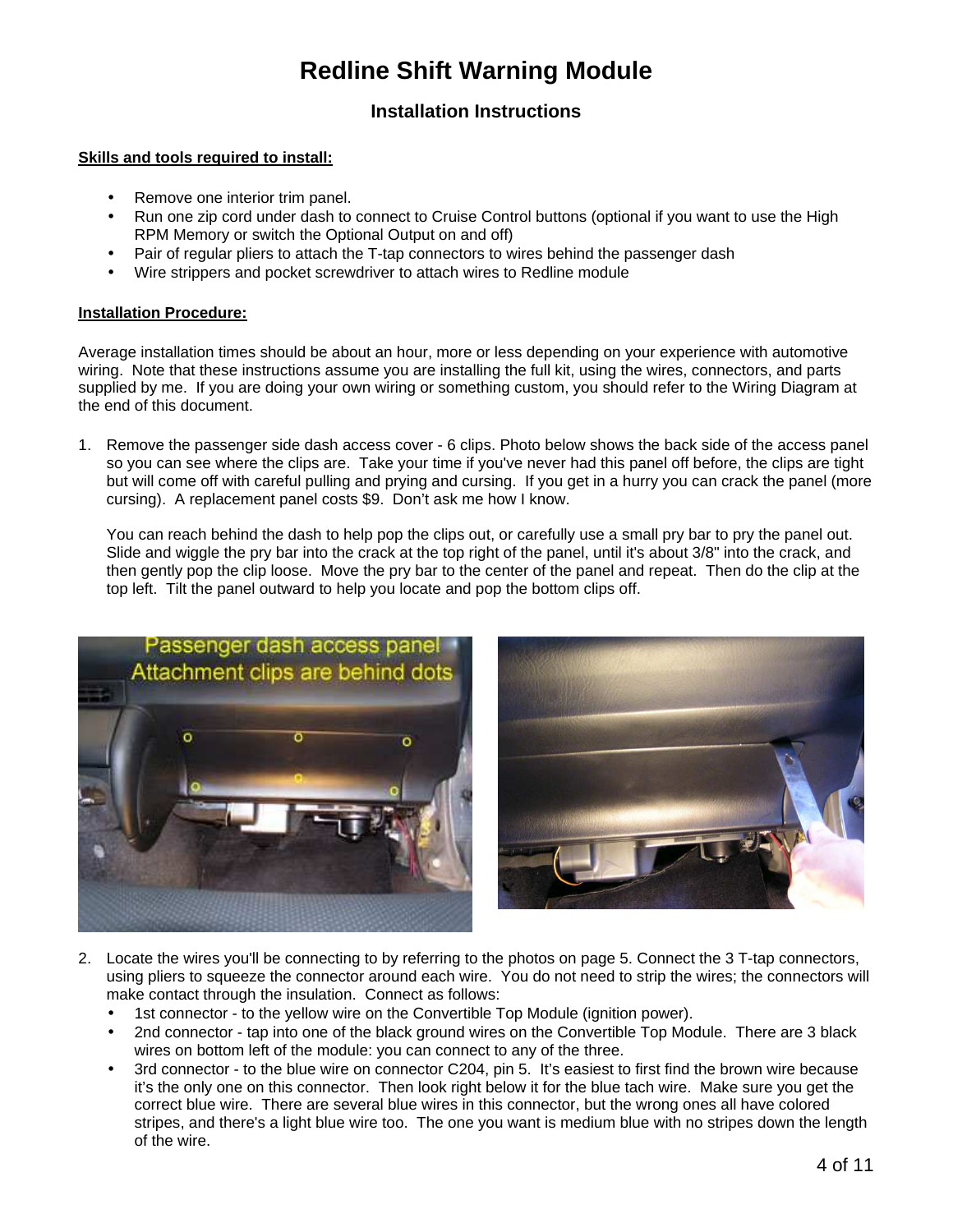# Redline Shift Warning Module

## Installation Instructions

**Skills and tools required to install:**

- Remove one interior trim panel.
- Run one zip cord under dash to connect to Cruise Control buttons (optional if you want to use the High RPM Memory or switch the Optional Output on and off)
- Pair of regular pliers to attach the T-tap connectors to wires behind the passenger dash
- Wire strippers and pocket screwdriver to attach wires to Redline module

**Installation Procedure:**

Average installation times should be about an hour, more or less depending on your experience with automotive wiring. Note that these instructions assume you are installing the full kit, using the wires, connectors, and parts supplied by me. If you are doing your own wiring or something custom, you should refer to the Wiring Diagram at the end of this document.

1. Remove the passenger side dash access cover - 6 clips. Photo below shows the back side of the access panel so you can see where the clips are. Take your time if you've never had this panel off before, the clips are tight but will come off with careful pulling and prying and cursing. If you get in a hurry you can crack the panel (more cursing). A replacement panel costs $9. Don't ask me how I know.

   You can reach behind the dash to help pop the clips out, or carefully use a small pry bar to pry the panel out. Slide and wiggle the pry bar into the crack at the top right of the panel, until it's about 3/8" into the crack, and then gently pop the clip loose. Move the pry bar to the center of the panel and repeat. Then do the clip at the top left. Tilt the panel outward to help you locate and pop the bottom clips off.

2. Locate the wires you'll be connecting to by referring to the photos on page 5. Connect the 3 T-tap connectors, using pliers to squeeze the connector around each wire. You do not need to strip the wires; the connectors will make contact through the insulation. Connect as follows:
   - 1st connector - to the yellow wire on the Convertible Top Module (ignition power).
   - 2nd connector - tap into one of the black ground wires on the Convertible Top Module. There are 3 black wires on bottom left of the module: you can connect to any of the three.
   - 3rd connector - to the blue wire on connector C204, pin 5. It's easiest to first find the brown wire because it's the only one on this connector. Then look right below it for the blue tach wire. Make sure you get the correct blue wire. There are several blue wires in this connector, but the wrong ones all have colored stripes, and there's a light blue wire too. The one you want is medium blue with no stripes down the length of the wire.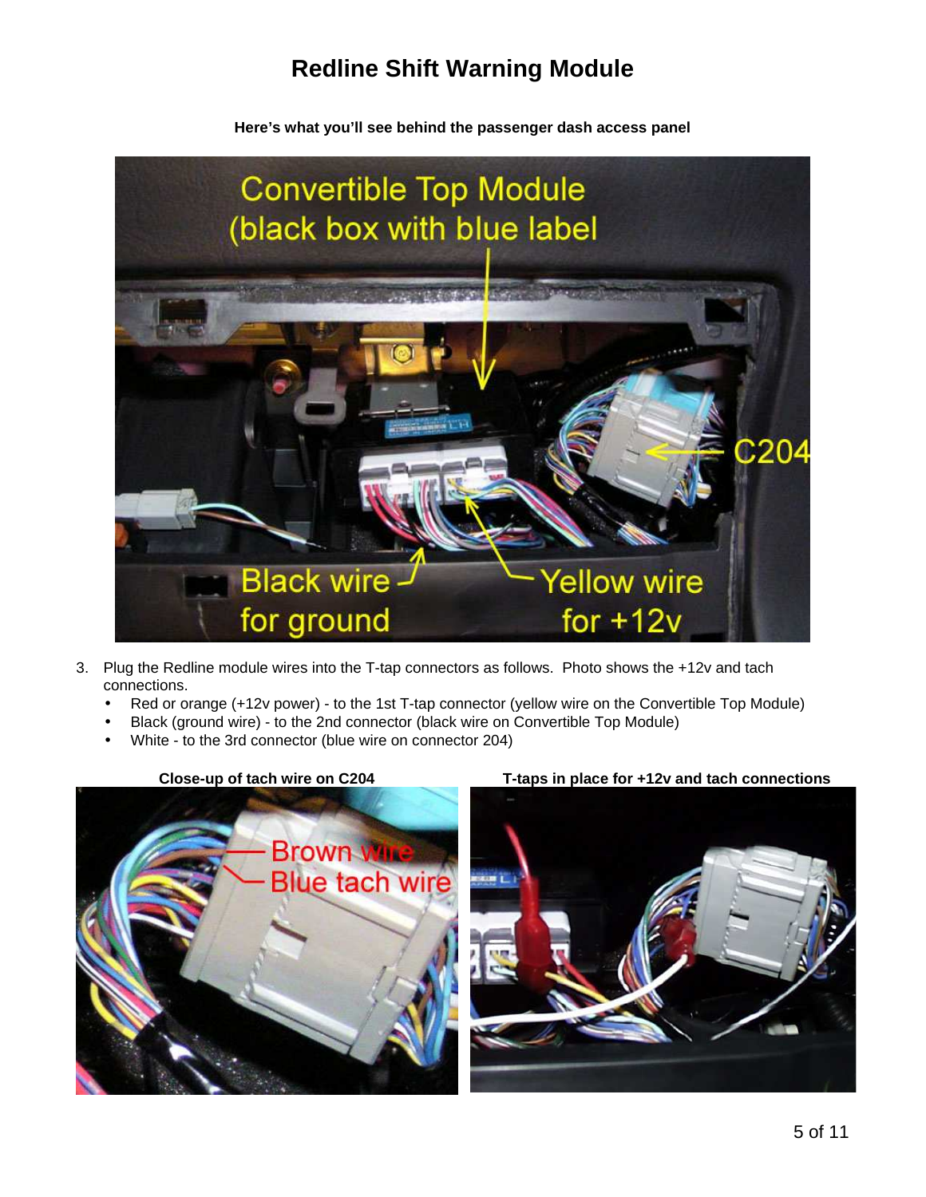# Redline Shift Warning Module

**Here's what you'll see behind the passenger dash access panel**

3. Plug the Redline module wires into the T-tap connectors as follows. Photo shows the +12v and tach connections.
   - Red or orange (+12v power) - to the 1st T-tap connector (yellow wire on the Convertible Top Module)
   - Black (ground wire) - to the 2nd connector (black wire on Convertible Top Module)
   - White - to the 3rd connector (blue wire on connector 204)

**Close-up of tach wire on C204**

**T-taps in place for +12v and tach connections**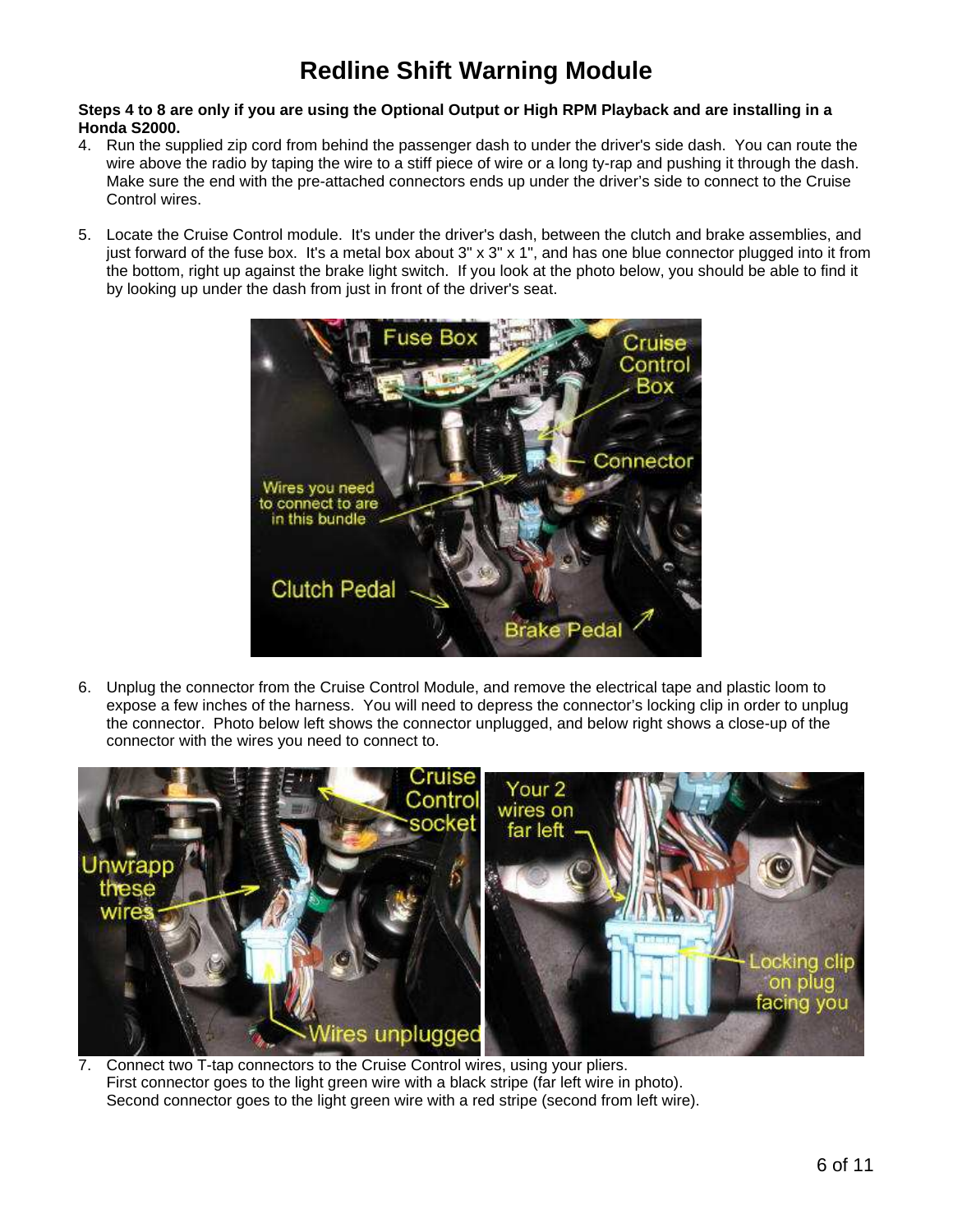# Redline Shift Warning Module

**Steps 4 to 8 are only if you are using the Optional Output or High RPM Playback and are installing in a Honda S2000.**

4. Run the supplied zip cord from behind the passenger dash to under the driver's side dash. You can route the wire above the radio by taping the wire to a stiff piece of wire or a long ty-rap and pushing it through the dash. Make sure the end with the pre-attached connectors ends up under the driver's side to connect to the Cruise Control wires.

5. Locate the Cruise Control module. It's under the driver's dash, between the clutch and brake assemblies, and just forward of the fuse box. It's a metal box about 3" x 3" x 1", and has one blue connector plugged into it from the bottom, right up against the brake light switch. If you look at the photo below, you should be able to find it by looking up under the dash from just in front of the driver's seat.

6. Unplug the connector from the Cruise Control Module, and remove the electrical tape and plastic loom to expose a few inches of the harness. You will need to depress the connector's locking clip in order to unplug the connector. Photo below left shows the connector unplugged, and below right shows a close-up of the connector with the wires you need to connect to.

7. Connect two T-tap connectors to the Cruise Control wires, using your pliers.
   First connector goes to the light green wire with a black stripe (far left wire in photo).
   Second connector goes to the light green wire with a red stripe (second from left wire).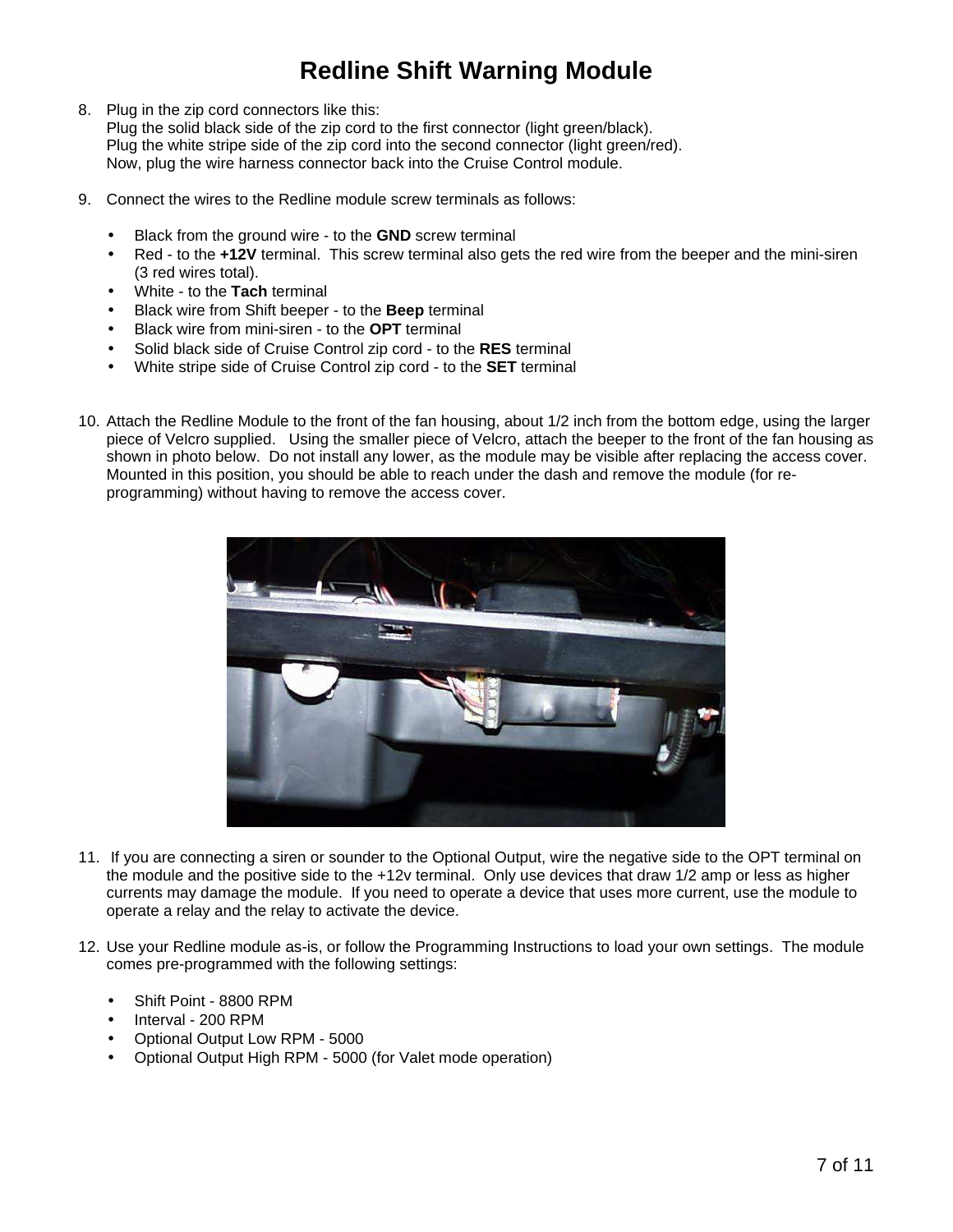# Redline Shift Warning Module

8. Plug in the zip cord connectors like this:
   Plug the solid black side of the zip cord to the first connector (light green/black).
   Plug the white stripe side of the zip cord into the second connector (light green/red).
   Now, plug the wire harness connector back into the Cruise Control module.

9. Connect the wires to the Redline module screw terminals as follows:

   - Black from the ground wire - to the **GND** screw terminal
   - Red - to the **+12V** terminal. This screw terminal also gets the red wire from the beeper and the mini-siren (3 red wires total).
   - White - to the **Tach** terminal
   - Black wire from Shift beeper - to the **Beep** terminal
   - Black wire from mini-siren - to the **OPT** terminal
   - Solid black side of Cruise Control zip cord - to the **RES** terminal
   - White stripe side of Cruise Control zip cord - to the **SET** terminal

10. Attach the Redline Module to the front of the fan housing, about 1/2 inch from the bottom edge, using the larger piece of Velcro supplied. Using the smaller piece of Velcro, attach the beeper to the front of the fan housing as shown in photo below. Do not install any lower, as the module may be visible after replacing the access cover. Mounted in this position, you should be able to reach under the dash and remove the module (for re-programming) without having to remove the access cover.

11. If you are connecting a siren or sounder to the Optional Output, wire the negative side to the OPT terminal on the module and the positive side to the +12v terminal. Only use devices that draw 1/2 amp or less as higher currents may damage the module. If you need to operate a device that uses more current, use the module to operate a relay and the relay to activate the device.

12. Use your Redline module as-is, or follow the Programming Instructions to load your own settings. The module comes pre-programmed with the following settings:

    - Shift Point - 8800 RPM
    - Interval - 200 RPM
    - Optional Output Low RPM - 5000
    - Optional Output High RPM - 5000 (for Valet mode operation)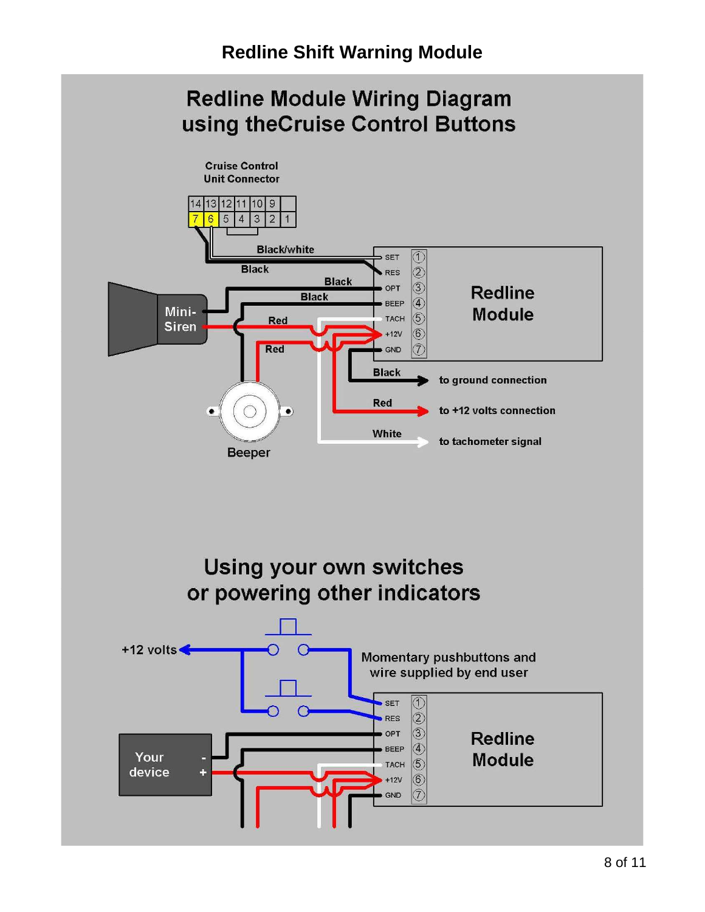# Redline Shift Warning Module

## Redline Module Wiring Diagram using theCruise Control Buttons

Cruise Control Unit Connector

| 14 | 13 | 12 | 11 | 10 | 9 | |
|---|---|---|---|---|---|---|
| 7 | 6 | 5 | 4 | 3 | 2 | 1 |

Black/white

Black

Black

Black

Mini-Siren

Red

Red

Beeper

Redline Module

SET ①
RES ②
OPT ③
BEEP ④
TACH ⑤
+12V ⑥
GND ⑦

Black — to ground connection

Red — to +12 volts connection

White — to tachometer signal

## Using your own switches or powering other indicators

+12 volts

Momentary pushbuttons and wire supplied by end user

Your device - +

Redline Module

SET ①
RES ②
OPT ③
BEEP ④
TACH ⑤
+12V ⑥
GND ⑦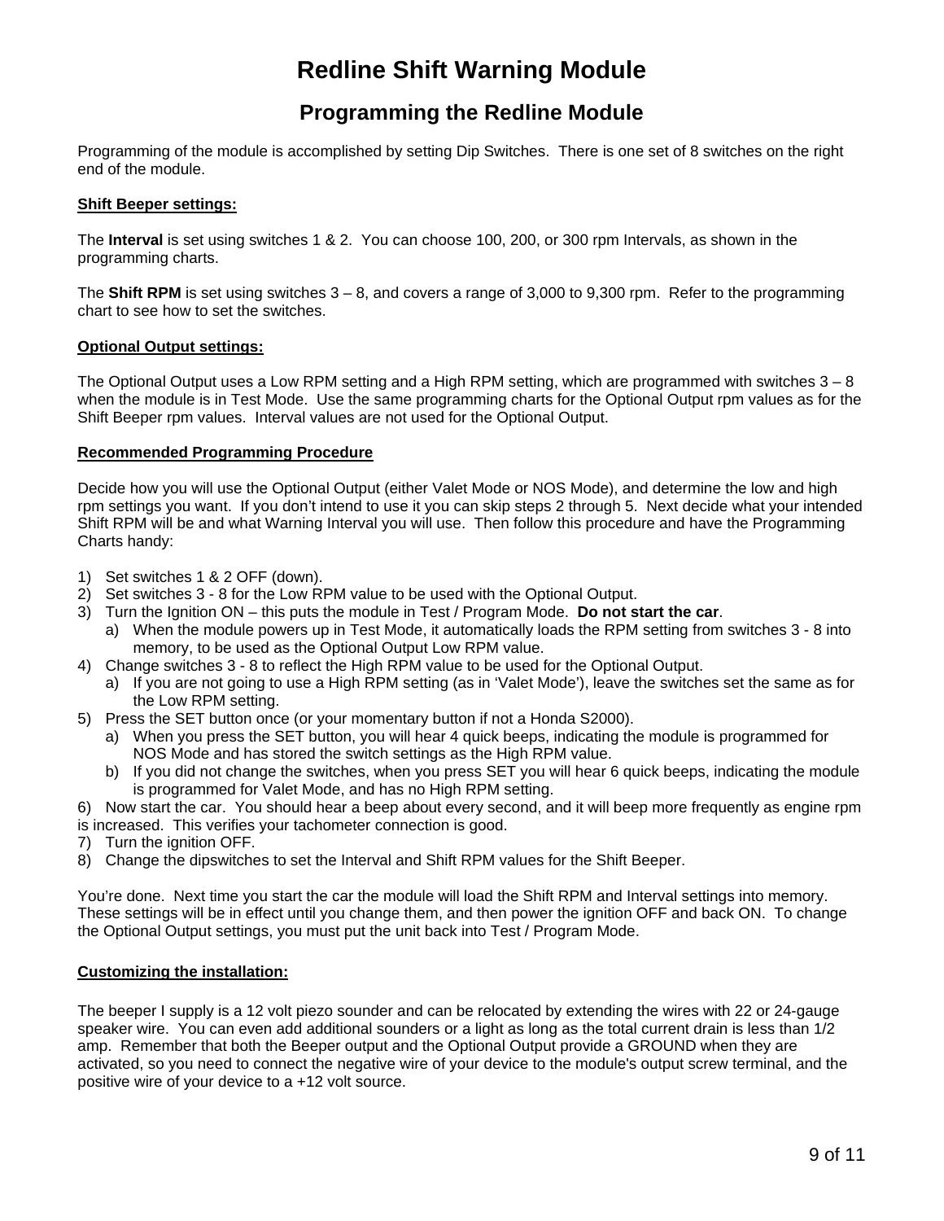# Redline Shift Warning Module

## Programming the Redline Module

Programming of the module is accomplished by setting Dip Switches. There is one set of 8 switches on the right end of the module.

**Shift Beeper settings:**

The **Interval** is set using switches 1 & 2. You can choose 100, 200, or 300 rpm Intervals, as shown in the programming charts.

The **Shift RPM** is set using switches 3 – 8, and covers a range of 3,000 to 9,300 rpm. Refer to the programming chart to see how to set the switches.

**Optional Output settings:**

The Optional Output uses a Low RPM setting and a High RPM setting, which are programmed with switches 3 – 8 when the module is in Test Mode. Use the same programming charts for the Optional Output rpm values as for the Shift Beeper rpm values. Interval values are not used for the Optional Output.

**Recommended Programming Procedure**

Decide how you will use the Optional Output (either Valet Mode or NOS Mode), and determine the low and high rpm settings you want. If you don't intend to use it you can skip steps 2 through 5. Next decide what your intended Shift RPM will be and what Warning Interval you will use. Then follow this procedure and have the Programming Charts handy:

1) Set switches 1 & 2 OFF (down).
2) Set switches 3 - 8 for the Low RPM value to be used with the Optional Output.
3) Turn the Ignition ON – this puts the module in Test / Program Mode. **Do not start the car**.
   a) When the module powers up in Test Mode, it automatically loads the RPM setting from switches 3 - 8 into memory, to be used as the Optional Output Low RPM value.
4) Change switches 3 - 8 to reflect the High RPM value to be used for the Optional Output.
   a) If you are not going to use a High RPM setting (as in 'Valet Mode'), leave the switches set the same as for the Low RPM setting.
5) Press the SET button once (or your momentary button if not a Honda S2000).
   a) When you press the SET button, you will hear 4 quick beeps, indicating the module is programmed for NOS Mode and has stored the switch settings as the High RPM value.
   b) If you did not change the switches, when you press SET you will hear 6 quick beeps, indicating the module is programmed for Valet Mode, and has no High RPM setting.
6) Now start the car. You should hear a beep about every second, and it will beep more frequently as engine rpm is increased. This verifies your tachometer connection is good.
7) Turn the ignition OFF.
8) Change the dipswitches to set the Interval and Shift RPM values for the Shift Beeper.

You're done. Next time you start the car the module will load the Shift RPM and Interval settings into memory. These settings will be in effect until you change them, and then power the ignition OFF and back ON. To change the Optional Output settings, you must put the unit back into Test / Program Mode.

**Customizing the installation:**

The beeper I supply is a 12 volt piezo sounder and can be relocated by extending the wires with 22 or 24-gauge speaker wire. You can even add additional sounders or a light as long as the total current drain is less than 1/2 amp. Remember that both the Beeper output and the Optional Output provide a GROUND when they are activated, so you need to connect the negative wire of your device to the module's output screw terminal, and the positive wire of your device to a +12 volt source.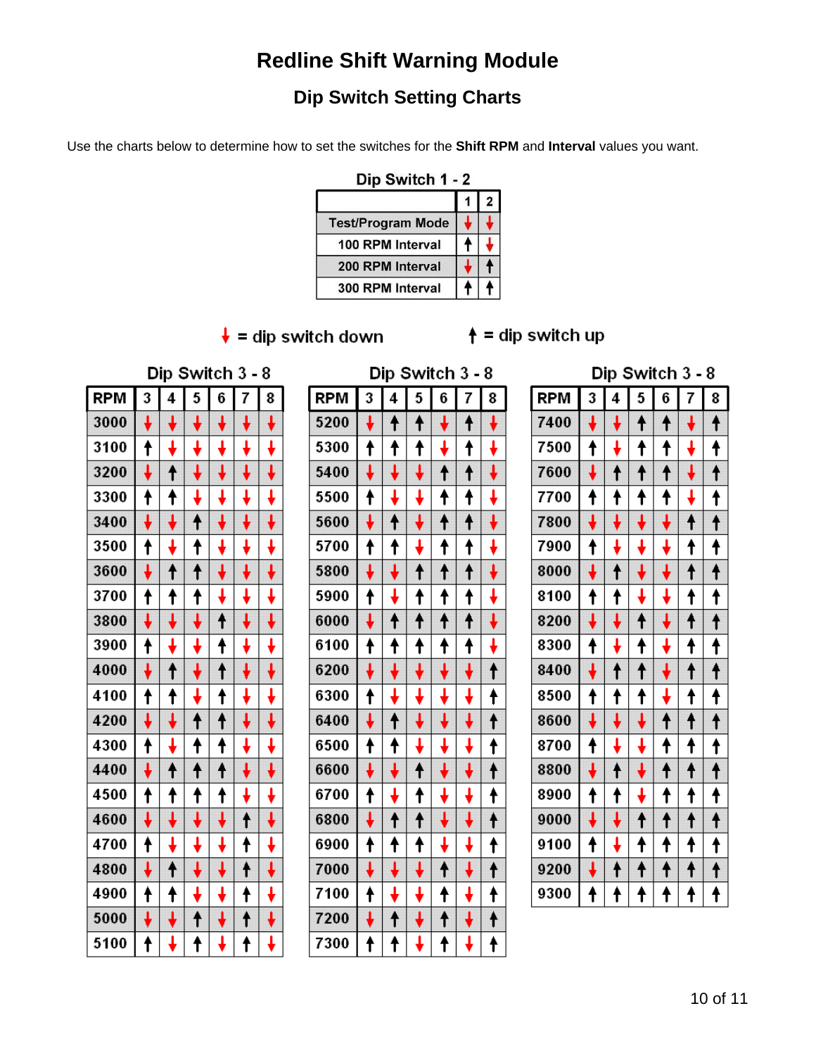# Redline Shift Warning Module

## Dip Switch Setting Charts

Use the charts below to determine how to set the switches for the **Shift RPM** and **Interval** values you want.

### Dip Switch 1 - 2

| | 1 | 2 |
|---|---|---|
| Test/Program Mode | ↓ | ↓ |
| 100 RPM Interval | ↑ | ↓ |
| 200 RPM Interval | ↓ | ↑ |
| 300 RPM Interval | ↑ | ↑ |

↓ = dip switch down ↑ = dip switch up

### Dip Switch 3 - 8

| RPM | 3 | 4 | 5 | 6 | 7 | 8 |
|---|---|---|---|---|---|---|
| 3000 | ↓ | ↓ | ↓ | ↓ | ↓ | ↓ |
| 3100 | ↑ | ↓ | ↓ | ↓ | ↓ | ↓ |
| 3200 | ↓ | ↑ | ↓ | ↓ | ↓ | ↓ |
| 3300 | ↑ | ↑ | ↓ | ↓ | ↓ | ↓ |
| 3400 | ↓ | ↓ | ↑ | ↓ | ↓ | ↓ |
| 3500 | ↑ | ↓ | ↑ | ↓ | ↓ | ↓ |
| 3600 | ↓ | ↑ | ↑ | ↓ | ↓ | ↓ |
| 3700 | ↑ | ↑ | ↑ | ↓ | ↓ | ↓ |
| 3800 | ↓ | ↓ | ↓ | ↑ | ↓ | ↓ |
| 3900 | ↑ | ↓ | ↓ | ↑ | ↓ | ↓ |
| 4000 | ↓ | ↑ | ↓ | ↑ | ↓ | ↓ |
| 4100 | ↑ | ↑ | ↓ | ↑ | ↓ | ↓ |
| 4200 | ↓ | ↓ | ↑ | ↑ | ↓ | ↓ |
| 4300 | ↑ | ↓ | ↑ | ↑ | ↓ | ↓ |
| 4400 | ↓ | ↑ | ↑ | ↑ | ↓ | ↓ |
| 4500 | ↑ | ↑ | ↑ | ↑ | ↓ | ↓ |
| 4600 | ↓ | ↓ | ↓ | ↓ | ↑ | ↓ |
| 4700 | ↑ | ↓ | ↓ | ↓ | ↑ | ↓ |
| 4800 | ↓ | ↑ | ↓ | ↓ | ↑ | ↓ |
| 4900 | ↑ | ↑ | ↓ | ↓ | ↑ | ↓ |
| 5000 | ↓ | ↓ | ↑ | ↓ | ↑ | ↓ |
| 5100 | ↑ | ↓ | ↑ | ↓ | ↑ | ↓ |

### Dip Switch 3 - 8

| RPM | 3 | 4 | 5 | 6 | 7 | 8 |
|---|---|---|---|---|---|---|
| 5200 | ↓ | ↑ | ↑ | ↓ | ↑ | ↓ |
| 5300 | ↑ | ↑ | ↑ | ↓ | ↑ | ↓ |
| 5400 | ↓ | ↓ | ↓ | ↑ | ↑ | ↓ |
| 5500 | ↑ | ↓ | ↓ | ↑ | ↑ | ↓ |
| 5600 | ↓ | ↑ | ↓ | ↑ | ↑ | ↓ |
| 5700 | ↑ | ↑ | ↓ | ↑ | ↑ | ↓ |
| 5800 | ↓ | ↓ | ↑ | ↑ | ↑ | ↓ |
| 5900 | ↑ | ↓ | ↑ | ↑ | ↑ | ↓ |
| 6000 | ↓ | ↑ | ↑ | ↑ | ↑ | ↓ |
| 6100 | ↑ | ↑ | ↑ | ↑ | ↑ | ↓ |
| 6200 | ↓ | ↓ | ↓ | ↓ | ↓ | ↑ |
| 6300 | ↑ | ↓ | ↓ | ↓ | ↓ | ↑ |
| 6400 | ↓ | ↑ | ↓ | ↓ | ↓ | ↑ |
| 6500 | ↑ | ↑ | ↓ | ↓ | ↓ | ↑ |
| 6600 | ↓ | ↓ | ↑ | ↓ | ↓ | ↑ |
| 6700 | ↑ | ↓ | ↑ | ↓ | ↓ | ↑ |
| 6800 | ↓ | ↑ | ↑ | ↓ | ↓ | ↑ |
| 6900 | ↑ | ↑ | ↑ | ↓ | ↓ | ↑ |
| 7000 | ↓ | ↓ | ↓ | ↑ | ↓ | ↑ |
| 7100 | ↑ | ↓ | ↓ | ↑ | ↓ | ↑ |
| 7200 | ↓ | ↑ | ↓ | ↑ | ↓ | ↑ |
| 7300 | ↑ | ↑ | ↓ | ↑ | ↓ | ↑ |

### Dip Switch 3 - 8

| RPM | 3 | 4 | 5 | 6 | 7 | 8 |
|---|---|---|---|---|---|---|
| 7400 | ↓ | ↓ | ↑ | ↑ | ↓ | ↑ |
| 7500 | ↑ | ↓ | ↑ | ↑ | ↓ | ↑ |
| 7600 | ↓ | ↑ | ↑ | ↑ | ↓ | ↑ |
| 7700 | ↑ | ↑ | ↑ | ↑ | ↓ | ↑ |
| 7800 | ↓ | ↓ | ↓ | ↓ | ↑ | ↑ |
| 7900 | ↑ | ↓ | ↓ | ↓ | ↑ | ↑ |
| 8000 | ↓ | ↑ | ↓ | ↓ | ↑ | ↑ |
| 8100 | ↑ | ↑ | ↓ | ↓ | ↑ | ↑ |
| 8200 | ↓ | ↓ | ↑ | ↓ | ↑ | ↑ |
| 8300 | ↑ | ↓ | ↑ | ↓ | ↑ | ↑ |
| 8400 | ↓ | ↑ | ↑ | ↓ | ↑ | ↑ |
| 8500 | ↑ | ↑ | ↑ | ↓ | ↑ | ↑ |
| 8600 | ↓ | ↓ | ↓ | ↑ | ↑ | ↑ |
| 8700 | ↑ | ↓ | ↓ | ↑ | ↑ | ↑ |
| 8800 | ↓ | ↑ | ↓ | ↑ | ↑ | ↑ |
| 8900 | ↑ | ↑ | ↓ | ↑ | ↑ | ↑ |
| 9000 | ↓ | ↓ | ↑ | ↑ | ↑ | ↑ |
| 9100 | ↑ | ↓ | ↑ | ↑ | ↑ | ↑ |
| 9200 | ↓ | ↑ | ↑ | ↑ | ↑ | ↑ |
| 9300 | ↑ | ↑ | ↑ | ↑ | ↑ | ↑ |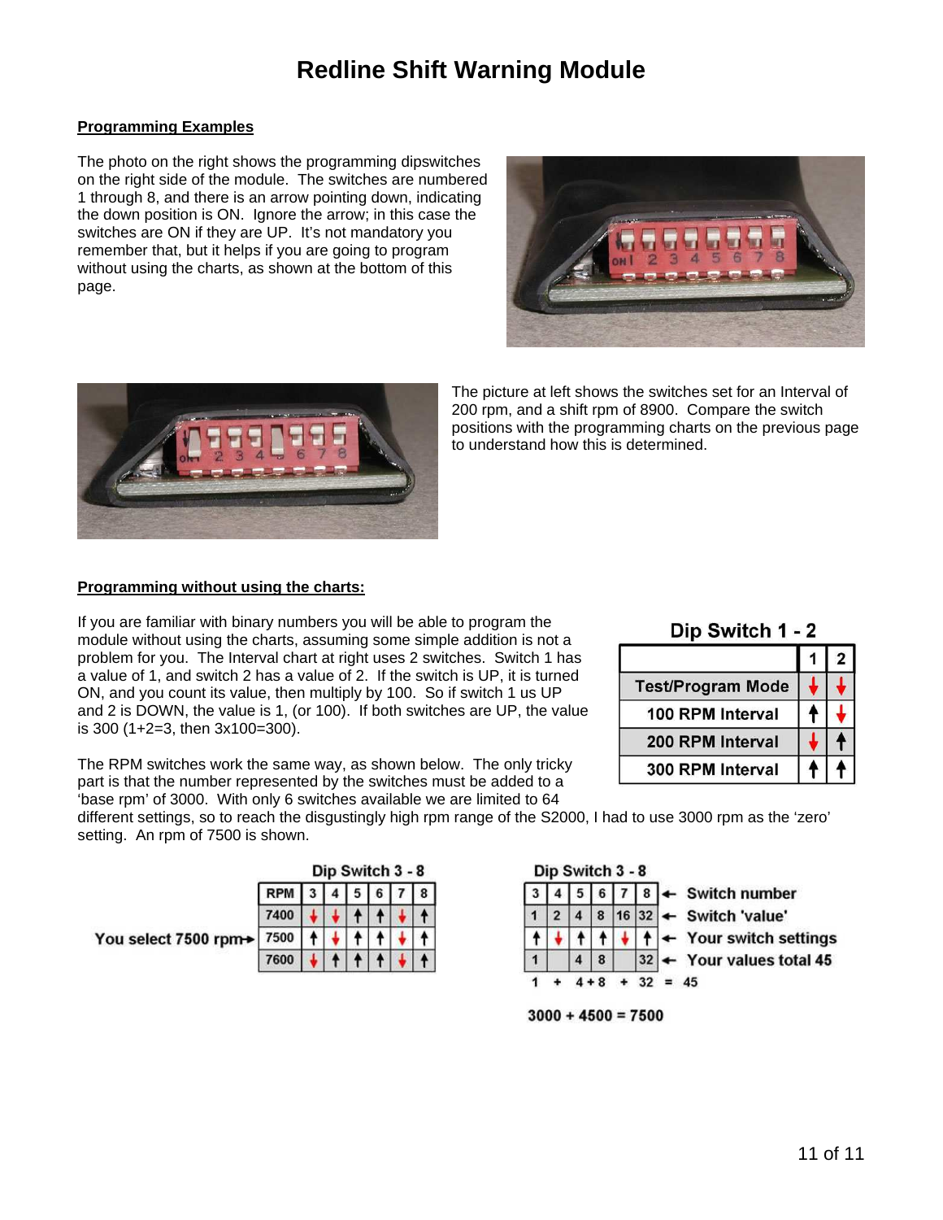# Redline Shift Warning Module

**Programming Examples**

The photo on the right shows the programming dipswitches on the right side of the module. The switches are numbered 1 through 8, and there is an arrow pointing down, indicating the down position is ON. Ignore the arrow; in this case the switches are ON if they are UP. It's not mandatory you remember that, but it helps if you are going to program without using the charts, as shown at the bottom of this page.

The picture at left shows the switches set for an Interval of 200 rpm, and a shift rpm of 8900. Compare the switch positions with the programming charts on the previous page to understand how this is determined.

**Programming without using the charts:**

If you are familiar with binary numbers you will be able to program the module without using the charts, assuming some simple addition is not a problem for you. The Interval chart at right uses 2 switches. Switch 1 has a value of 1, and switch 2 has a value of 2. If the switch is UP, it is turned ON, and you count its value, then multiply by 100. So if switch 1 us UP and 2 is DOWN, the value is 1, (or 100). If both switches are UP, the value is 300 (1+2=3, then 3x100=300).

Dip Switch 1 - 2

| | 1 | 2 |
|---|---|---|
| Test/Program Mode | ↓ | ↓ |
| 100 RPM Interval | ↑ | ↓ |
| 200 RPM Interval | ↓ | ↑ |
| 300 RPM Interval | ↑ | ↑ |

The RPM switches work the same way, as shown below. The only tricky part is that the number represented by the switches must be added to a 'base rpm' of 3000. With only 6 switches available we are limited to 64 different settings, so to reach the disgustingly high rpm range of the S2000, I had to use 3000 rpm as the 'zero' setting. An rpm of 7500 is shown.

Dip Switch 3 - 8

| RPM | 3 | 4 | 5 | 6 | 7 | 8 |
|---|---|---|---|---|---|---|
| 7400 | ↓ | ↓ | ↑ | ↑ | ↓ | ↑ |
| 7500 | ↑ | ↓ | ↑ | ↑ | ↓ | ↑ |
| 7600 | ↓ | ↑ | ↑ | ↑ | ↓ | ↑ |

You select 7500 rpm → 7500

Dip Switch 3 - 8

| 3 | 4 | 5 | 6 | 7 | 8 | |
|---|---|---|---|---|---|---|
| 1 | 2 | 4 | 8 | 16 | 32 | ← Switch 'value' |
| ↑ | ↓ | ↑ | ↑ | ↓ | ↑ | ← Your switch settings |
| 1 | | 4 | 8 | | 32 | ← Your values total 45 |

(Top row ← Switch number)

1 + 4 + 8 + 32 = 45

3000 + 4500 = 7500